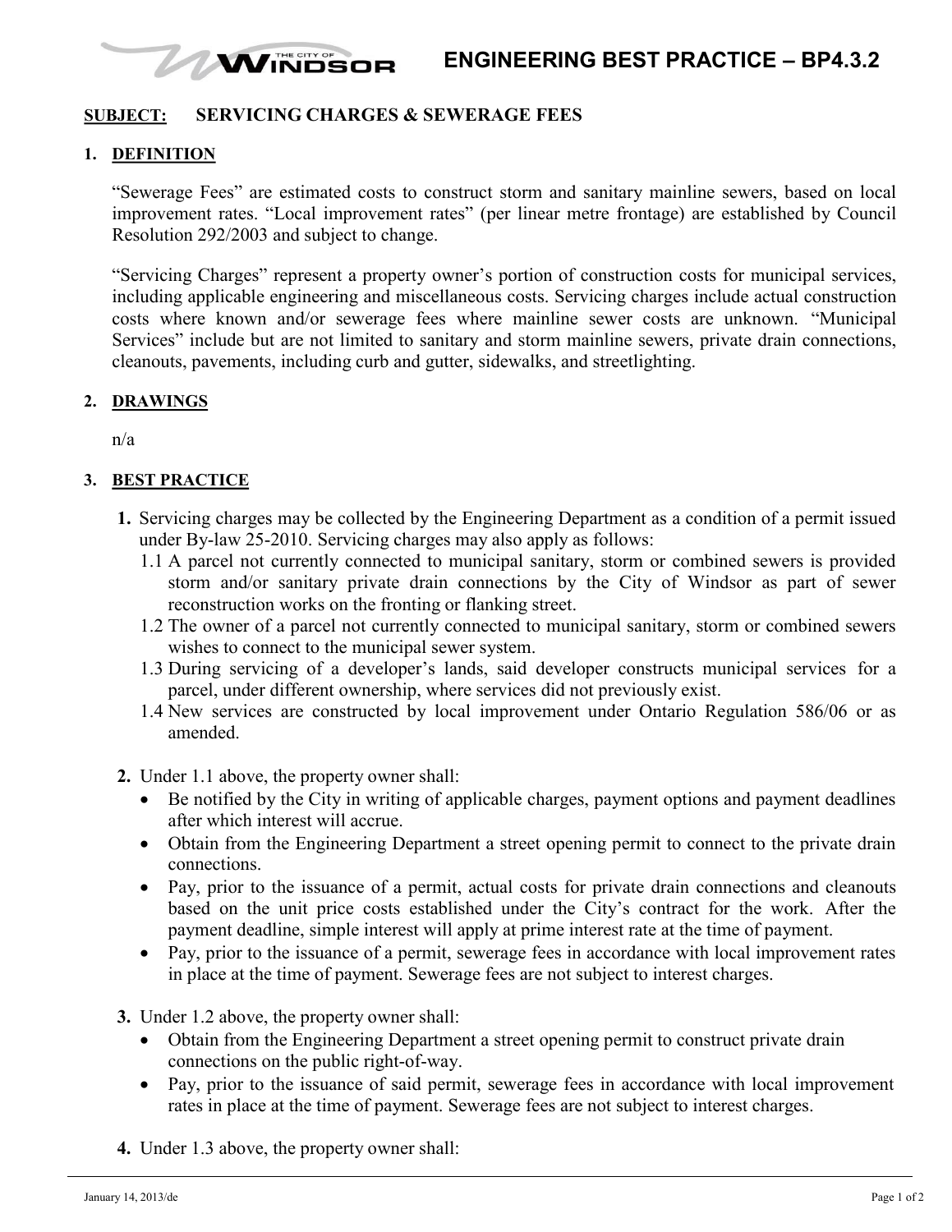# ENGINEERING BEST PRACTICE – BP4.3.2

**SUBJECT: SERVICING CHARGES & SEWERAGE FEES**

## 1. DEFINITION

"Sewerage Fees" are estimated costs to construct storm and sanitary mainline sewers, based on local improvement rates. "Local improvement rates" (per linear metre frontage) are established by Council Resolution 292/2003 and subject to change.

"Servicing Charges" represent a property owner's portion of construction costs for municipal services, including applicable engineering and miscellaneous costs. Servicing charges include actual construction costs where known and/or sewerage fees where mainline sewer costs are unknown. "Municipal Services" include but are not limited to sanitary and storm mainline sewers, private drain connections, cleanouts, pavements, including curb and gutter, sidewalks, and streetlighting.

## 2. DRAWINGS

n/a

## 3. BEST PRACTICE

**1.** Servicing charges may be collected by the Engineering Department as a condition of a permit issued under By-law 25-2010. Servicing charges may also apply as follows:

1.1 A parcel not currently connected to municipal sanitary, storm or combined sewers is provided storm and/or sanitary private drain connections by the City of Windsor as part of sewer reconstruction works on the fronting or flanking street.

1.2 The owner of a parcel not currently connected to municipal sanitary, storm or combined sewers wishes to connect to the municipal sewer system.

1.3 During servicing of a developer's lands, said developer constructs municipal services for a parcel, under different ownership, where services did not previously exist.

1.4 New services are constructed by local improvement under Ontario Regulation 586/06 or as amended.

**2.** Under 1.1 above, the property owner shall:

- Be notified by the City in writing of applicable charges, payment options and payment deadlines after which interest will accrue.
- Obtain from the Engineering Department a street opening permit to connect to the private drain connections.
- Pay, prior to the issuance of a permit, actual costs for private drain connections and cleanouts based on the unit price costs established under the City's contract for the work. After the payment deadline, simple interest will apply at prime interest rate at the time of payment.
- Pay, prior to the issuance of a permit, sewerage fees in accordance with local improvement rates in place at the time of payment. Sewerage fees are not subject to interest charges.

**3.** Under 1.2 above, the property owner shall:

- Obtain from the Engineering Department a street opening permit to construct private drain connections on the public right-of-way.
- Pay, prior to the issuance of said permit, sewerage fees in accordance with local improvement rates in place at the time of payment. Sewerage fees are not subject to interest charges.

**4.** Under 1.3 above, the property owner shall: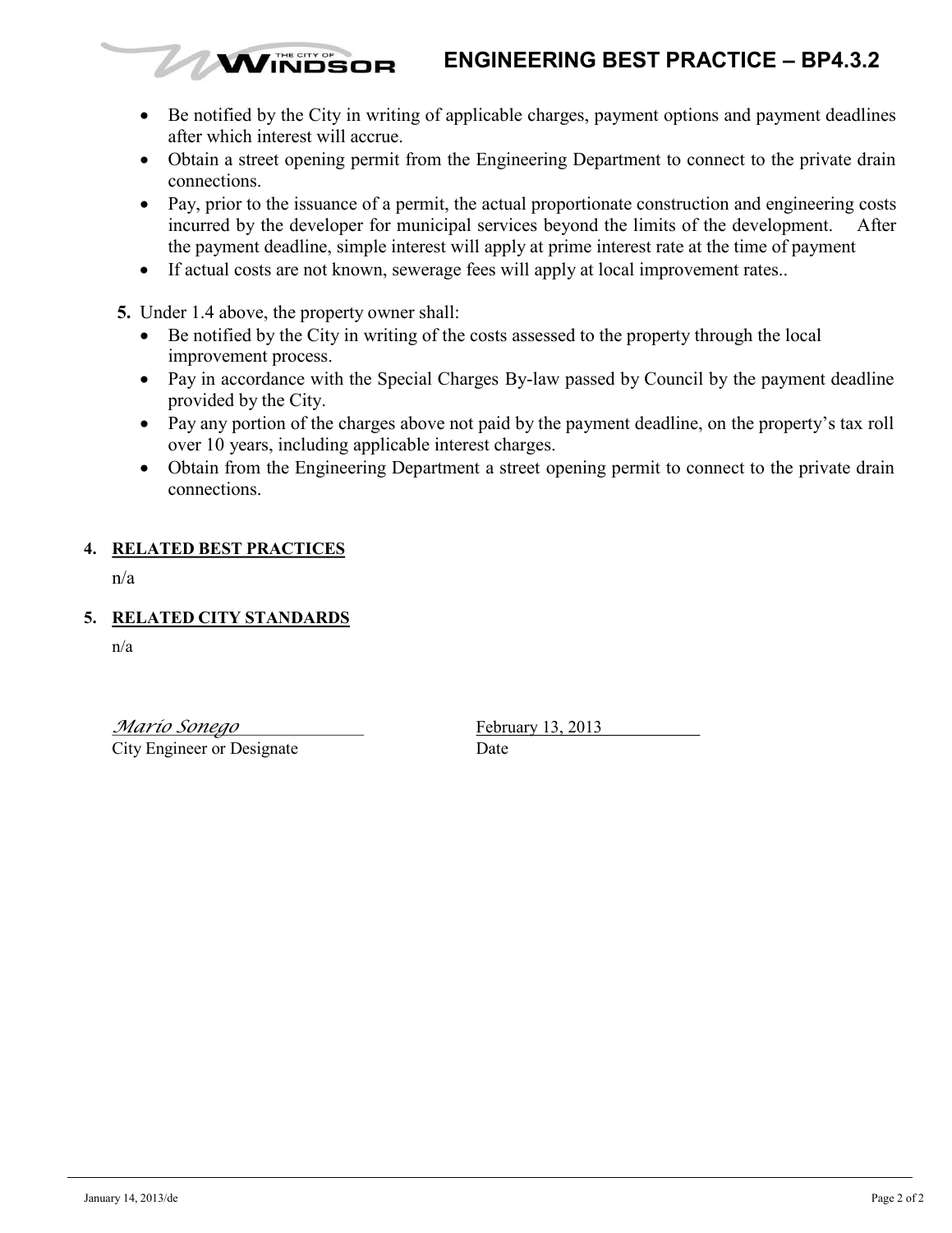- Be notified by the City in writing of applicable charges, payment options and payment deadlines after which interest will accrue.
- Obtain a street opening permit from the Engineering Department to connect to the private drain connections.
- Pay, prior to the issuance of a permit, the actual proportionate construction and engineering costs incurred by the developer for municipal services beyond the limits of the development. After the payment deadline, simple interest will apply at prime interest rate at the time of payment
- If actual costs are not known, sewerage fees will apply at local improvement rates..

**5.** Under 1.4 above, the property owner shall:

- Be notified by the City in writing of the costs assessed to the property through the local improvement process.
- Pay in accordance with the Special Charges By-law passed by Council by the payment deadline provided by the City.
- Pay any portion of the charges above not paid by the payment deadline, on the property's tax roll over 10 years, including applicable interest charges.
- Obtain from the Engineering Department a street opening permit to connect to the private drain connections.

## 4. RELATED BEST PRACTICES

n/a

## 5. RELATED CITY STANDARDS

n/a

*Mario Sonego*
City Engineer or Designate

February 13, 2013
Date

January 14, 2013/de